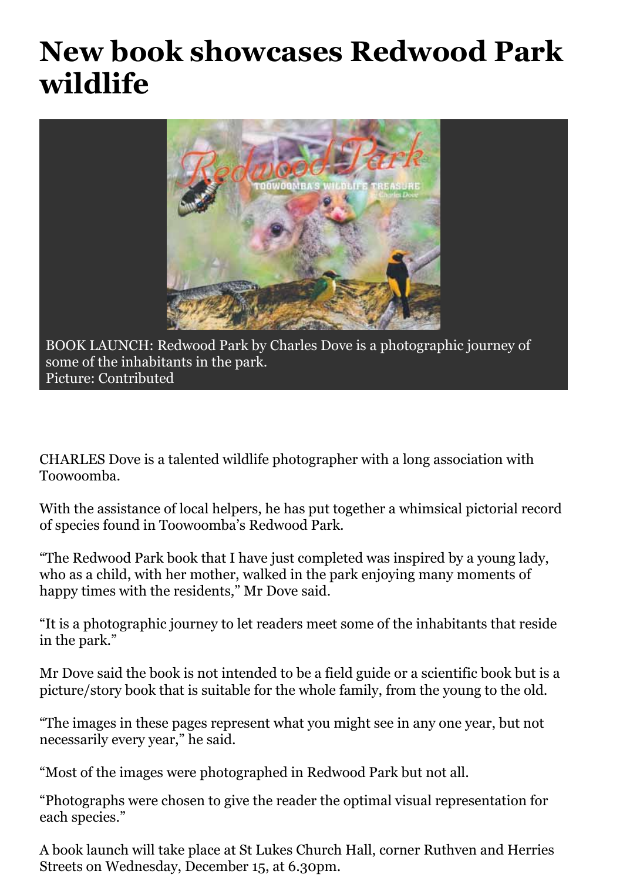# New book showcases Redwood Park wildlife

BOOK LAUNCH: Redwood Park by Charles Dove is a photographic journey of some of the inhabitants in the park.
Picture: Contributed

CHARLES Dove is a talented wildlife photographer with a long association with Toowoomba.

With the assistance of local helpers, he has put together a whimsical pictorial record of species found in Toowoomba's Redwood Park.

"The Redwood Park book that I have just completed was inspired by a young lady, who as a child, with her mother, walked in the park enjoying many moments of happy times with the residents," Mr Dove said.

"It is a photographic journey to let readers meet some of the inhabitants that reside in the park."

Mr Dove said the book is not intended to be a field guide or a scientific book but is a picture/story book that is suitable for the whole family, from the young to the old.

"The images in these pages represent what you might see in any one year, but not necessarily every year," he said.

"Most of the images were photographed in Redwood Park but not all.

"Photographs were chosen to give the reader the optimal visual representation for each species."

A book launch will take place at St Lukes Church Hall, corner Ruthven and Herries Streets on Wednesday, December 15, at 6.30pm.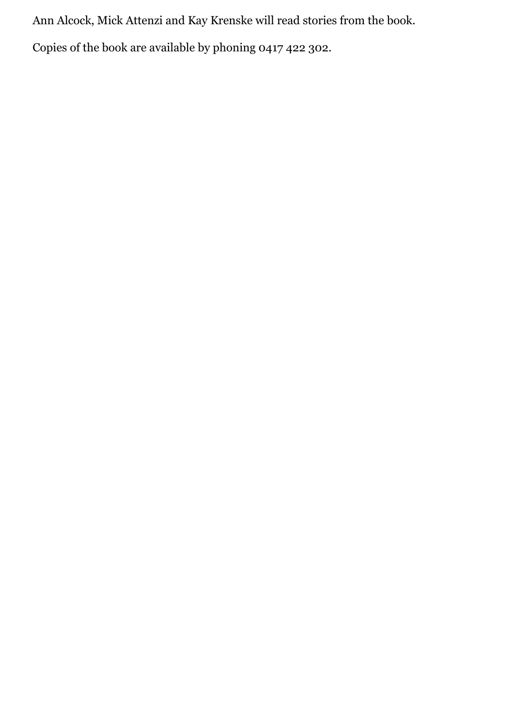Ann Alcock, Mick Attenzi and Kay Krenske will read stories from the book.

Copies of the book are available by phoning 0417 422 302.